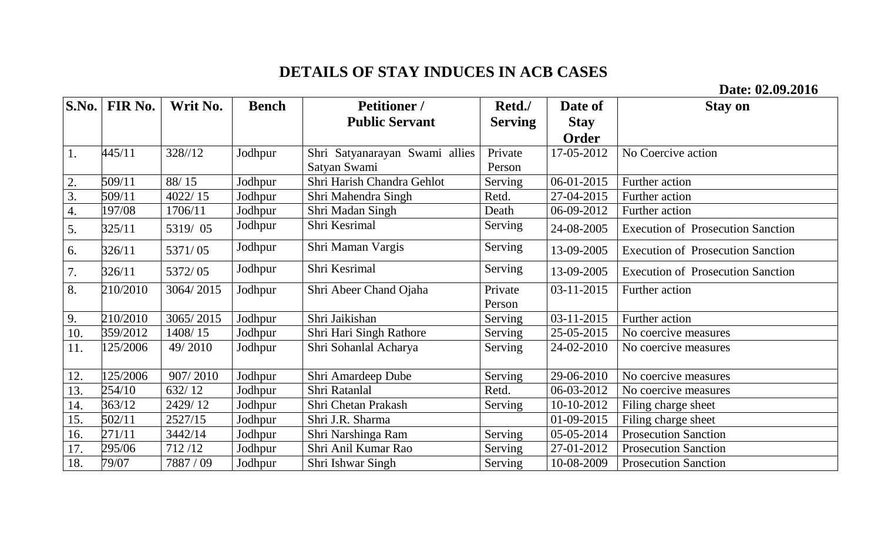# DETAILS OF STAY INDUCES IN ACB CASES

**Date: 02.09.2016**

| S.No. | FIR No. | Writ No. | Bench | Petitioner / Public Servant | Retd./ Serving | Date of Stay Order | Stay on |
|---|---|---|---|---|---|---|---|
| 1. | 445/11 | 328//12 | Jodhpur | Shri Satyanarayan Swami allies Satyan Swami | Private Person | 17-05-2012 | No Coercive action |
| 2. | 509/11 | 88/ 15 | Jodhpur | Shri Harish Chandra Gehlot | Serving | 06-01-2015 | Further action |
| 3. | 509/11 | 4022/ 15 | Jodhpur | Shri Mahendra Singh | Retd. | 27-04-2015 | Further action |
| 4. | 197/08 | 1706/11 | Jodhpur | Shri Madan Singh | Death | 06-09-2012 | Further action |
| 5. | 325/11 | 5319/ 05 | Jodhpur | Shri Kesrimal | Serving | 24-08-2005 | Execution of Prosecution Sanction |
| 6. | 326/11 | 5371/ 05 | Jodhpur | Shri Maman Vargis | Serving | 13-09-2005 | Execution of Prosecution Sanction |
| 7. | 326/11 | 5372/ 05 | Jodhpur | Shri Kesrimal | Serving | 13-09-2005 | Execution of Prosecution Sanction |
| 8. | 210/2010 | 3064/ 2015 | Jodhpur | Shri Abeer Chand Ojaha | Private Person | 03-11-2015 | Further action |
| 9. | 210/2010 | 3065/ 2015 | Jodhpur | Shri Jaikishan | Serving | 03-11-2015 | Further action |
| 10. | 359/2012 | 1408/ 15 | Jodhpur | Shri Hari Singh Rathore | Serving | 25-05-2015 | No coercive measures |
| 11. | 125/2006 | 49/ 2010 | Jodhpur | Shri Sohanlal Acharya | Serving | 24-02-2010 | No coercive measures |
| 12. | 125/2006 | 907/ 2010 | Jodhpur | Shri Amardeep Dube | Serving | 29-06-2010 | No coercive measures |
| 13. | 254/10 | 632/ 12 | Jodhpur | Shri Ratanlal | Retd. | 06-03-2012 | No coercive measures |
| 14. | 363/12 | 2429/ 12 | Jodhpur | Shri Chetan Prakash | Serving | 10-10-2012 | Filing charge sheet |
| 15. | 502/11 | 2527/15 | Jodhpur | Shri J.R. Sharma | | 01-09-2015 | Filing charge sheet |
| 16. | 271/11 | 3442/14 | Jodhpur | Shri Narshinga Ram | Serving | 05-05-2014 | Prosecution Sanction |
| 17. | 295/06 | 712 /12 | Jodhpur | Shri Anil Kumar Rao | Serving | 27-01-2012 | Prosecution Sanction |
| 18. | 79/07 | 7887 / 09 | Jodhpur | Shri Ishwar Singh | Serving | 10-08-2009 | Prosecution Sanction |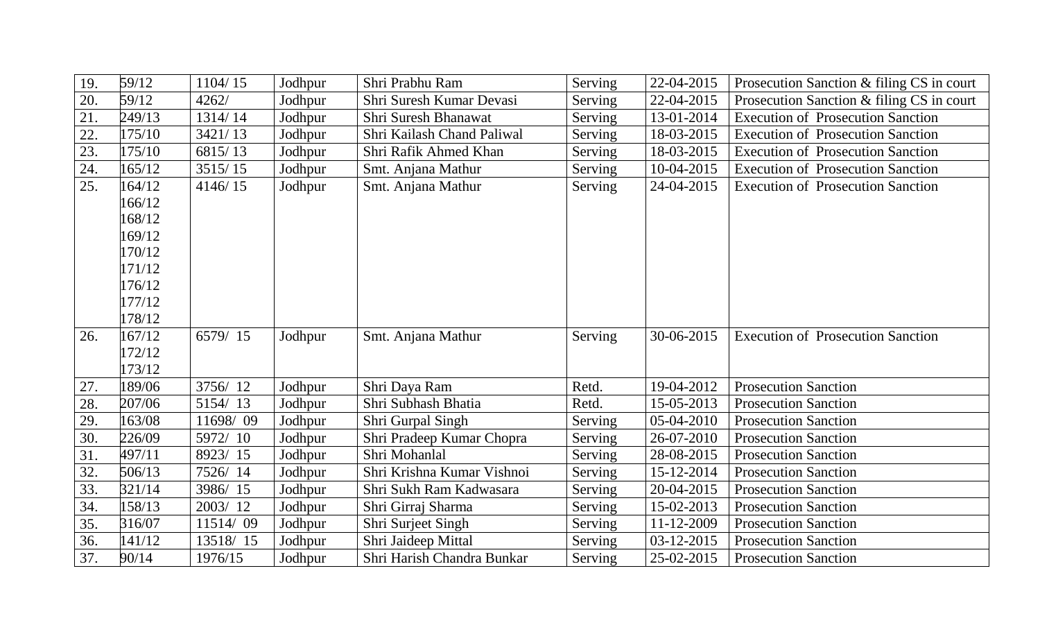| | | | | | | | |
|---|---|---|---|---|---|---|---|
| 19. | 59/12 | 1104/ 15 | Jodhpur | Shri Prabhu Ram | Serving | 22-04-2015 | Prosecution Sanction & filing CS in court |
| 20. | 59/12 | 4262/ | Jodhpur | Shri Suresh Kumar Devasi | Serving | 22-04-2015 | Prosecution Sanction & filing CS in court |
| 21. | 249/13 | 1314/ 14 | Jodhpur | Shri Suresh Bhanawat | Serving | 13-01-2014 | Execution of Prosecution Sanction |
| 22. | 175/10 | 3421/ 13 | Jodhpur | Shri Kailash Chand Paliwal | Serving | 18-03-2015 | Execution of Prosecution Sanction |
| 23. | 175/10 | 6815/ 13 | Jodhpur | Shri Rafik Ahmed Khan | Serving | 18-03-2015 | Execution of Prosecution Sanction |
| 24. | 165/12 | 3515/ 15 | Jodhpur | Smt. Anjana Mathur | Serving | 10-04-2015 | Execution of Prosecution Sanction |
| 25. | 164/12<br>166/12<br>168/12<br>169/12<br>170/12<br>171/12<br>176/12<br>177/12<br>178/12 | 4146/ 15 | Jodhpur | Smt. Anjana Mathur | Serving | 24-04-2015 | Execution of Prosecution Sanction |
| 26. | 167/12<br>172/12<br>173/12 | 6579/ 15 | Jodhpur | Smt. Anjana Mathur | Serving | 30-06-2015 | Execution of Prosecution Sanction |
| 27. | 189/06 | 3756/ 12 | Jodhpur | Shri Daya Ram | Retd. | 19-04-2012 | Prosecution Sanction |
| 28. | 207/06 | 5154/ 13 | Jodhpur | Shri Subhash Bhatia | Retd. | 15-05-2013 | Prosecution Sanction |
| 29. | 163/08 | 11698/ 09 | Jodhpur | Shri Gurpal Singh | Serving | 05-04-2010 | Prosecution Sanction |
| 30. | 226/09 | 5972/ 10 | Jodhpur | Shri Pradeep Kumar Chopra | Serving | 26-07-2010 | Prosecution Sanction |
| 31. | 497/11 | 8923/ 15 | Jodhpur | Shri Mohanlal | Serving | 28-08-2015 | Prosecution Sanction |
| 32. | 506/13 | 7526/ 14 | Jodhpur | Shri Krishna Kumar Vishnoi | Serving | 15-12-2014 | Prosecution Sanction |
| 33. | 321/14 | 3986/ 15 | Jodhpur | Shri Sukh Ram Kadwasara | Serving | 20-04-2015 | Prosecution Sanction |
| 34. | 158/13 | 2003/ 12 | Jodhpur | Shri Girraj Sharma | Serving | 15-02-2013 | Prosecution Sanction |
| 35. | 316/07 | 11514/ 09 | Jodhpur | Shri Surjeet Singh | Serving | 11-12-2009 | Prosecution Sanction |
| 36. | 141/12 | 13518/ 15 | Jodhpur | Shri Jaideep Mittal | Serving | 03-12-2015 | Prosecution Sanction |
| 37. | 90/14 | 1976/15 | Jodhpur | Shri Harish Chandra Bunkar | Serving | 25-02-2015 | Prosecution Sanction |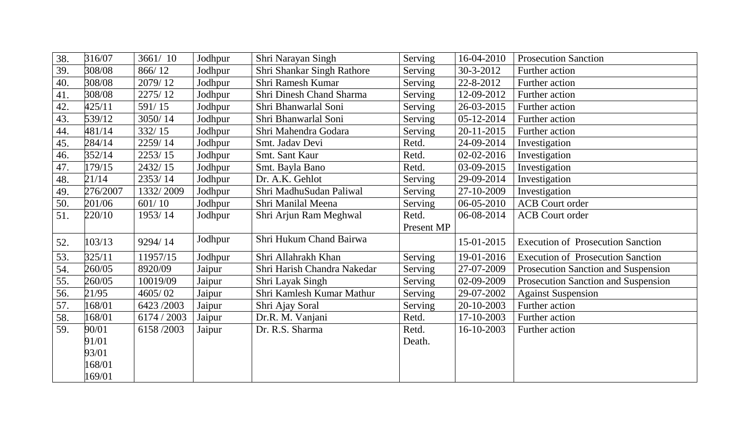| | | | | | | | |
|---|---|---|---|---|---|---|---|
| 38. | 316/07 | 3661/ 10 | Jodhpur | Shri Narayan Singh | Serving | 16-04-2010 | Prosecution Sanction |
| 39. | 308/08 | 866/ 12 | Jodhpur | Shri Shankar Singh Rathore | Serving | 30-3-2012 | Further action |
| 40. | 308/08 | 2079/ 12 | Jodhpur | Shri Ramesh Kumar | Serving | 22-8-2012 | Further action |
| 41. | 308/08 | 2275/ 12 | Jodhpur | Shri Dinesh Chand Sharma | Serving | 12-09-2012 | Further action |
| 42. | 425/11 | 591/ 15 | Jodhpur | Shri Bhanwarlal Soni | Serving | 26-03-2015 | Further action |
| 43. | 539/12 | 3050/ 14 | Jodhpur | Shri Bhanwarlal Soni | Serving | 05-12-2014 | Further action |
| 44. | 481/14 | 332/ 15 | Jodhpur | Shri Mahendra Godara | Serving | 20-11-2015 | Further action |
| 45. | 284/14 | 2259/ 14 | Jodhpur | Smt. Jadav Devi | Retd. | 24-09-2014 | Investigation |
| 46. | 352/14 | 2253/ 15 | Jodhpur | Smt. Sant Kaur | Retd. | 02-02-2016 | Investigation |
| 47. | 179/15 | 2432/ 15 | Jodhpur | Smt. Bayla Bano | Retd. | 03-09-2015 | Investigation |
| 48. | 21/14 | 2353/ 14 | Jodhpur | Dr. A.K. Gehlot | Serving | 29-09-2014 | Investigation |
| 49. | 276/2007 | 1332/ 2009 | Jodhpur | Shri MadhuSudan Paliwal | Serving | 27-10-2009 | Investigation |
| 50. | 201/06 | 601/ 10 | Jodhpur | Shri Manilal Meena | Serving | 06-05-2010 | ACB Court order |
| 51. | 220/10 | 1953/ 14 | Jodhpur | Shri Arjun Ram Meghwal | Retd. Present MP | 06-08-2014 | ACB Court order |
| 52. | 103/13 | 9294/ 14 | Jodhpur | Shri Hukum Chand Bairwa | | 15-01-2015 | Execution of Prosecution Sanction |
| 53. | 325/11 | 11957/15 | Jodhpur | Shri Allahrakh Khan | Serving | 19-01-2016 | Execution of Prosecution Sanction |
| 54. | 260/05 | 8920/09 | Jaipur | Shri Harish Chandra Nakedar | Serving | 27-07-2009 | Prosecution Sanction and Suspension |
| 55. | 260/05 | 10019/09 | Jaipur | Shri Layak Singh | Serving | 02-09-2009 | Prosecution Sanction and Suspension |
| 56. | 21/95 | 4605/ 02 | Jaipur | Shri Kamlesh Kumar Mathur | Serving | 29-07-2002 | Against Suspension |
| 57. | 168/01 | 6423 /2003 | Jaipur | Shri Ajay Soral | Serving | 20-10-2003 | Further action |
| 58. | 168/01 | 6174 / 2003 | Jaipur | Dr.R. M. Vanjani | Retd. | 17-10-2003 | Further action |
| 59. | 90/01 91/01 93/01 168/01 169/01 | 6158 /2003 | Jaipur | Dr. R.S. Sharma | Retd. Death. | 16-10-2003 | Further action |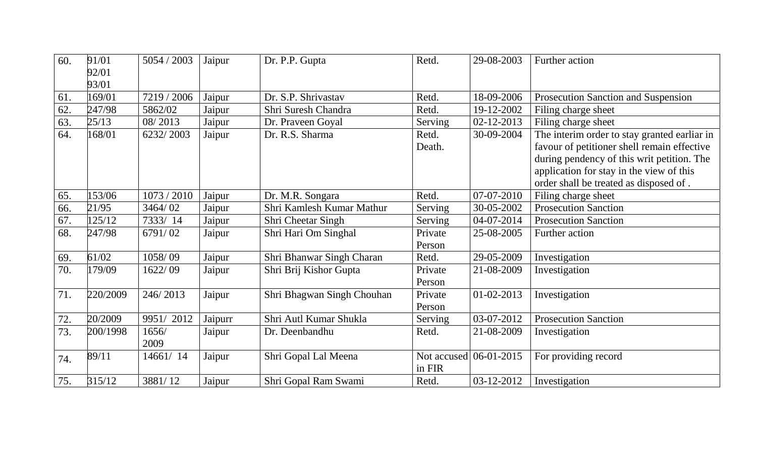| 60. | 91/01<br>92/01<br>93/01 | 5054 / 2003 | Jaipur | Dr. P.P. Gupta | Retd. | 29-08-2003 | Further action |
|---|---|---|---|---|---|---|---|
| 61. | 169/01 | 7219 / 2006 | Jaipur | Dr. S.P. Shrivastav | Retd. | 18-09-2006 | Prosecution Sanction and Suspension |
| 62. | 247/98 | 5862/02 | Jaipur | Shri Suresh Chandra | Retd. | 19-12-2002 | Filing charge sheet |
| 63. | 25/13 | 08/ 2013 | Jaipur | Dr. Praveen Goyal | Serving | 02-12-2013 | Filing charge sheet |
| 64. | 168/01 | 6232/ 2003 | Jaipur | Dr. R.S. Sharma | Retd.<br>Death. | 30-09-2004 | The interim order to stay granted earliar in favour of petitioner shell remain effective during pendency of this writ petition. The application for stay in the view of this order shall be treated as disposed of . |
| 65. | 153/06 | 1073 / 2010 | Jaipur | Dr. M.R. Songara | Retd. | 07-07-2010 | Filing charge sheet |
| 66. | 21/95 | 3464/ 02 | Jaipur | Shri Kamlesh Kumar Mathur | Serving | 30-05-2002 | Prosecution Sanction |
| 67. | 125/12 | 7333/ 14 | Jaipur | Shri Cheetar Singh | Serving | 04-07-2014 | Prosecution Sanction |
| 68. | 247/98 | 6791/ 02 | Jaipur | Shri Hari Om Singhal | Private Person | 25-08-2005 | Further action |
| 69. | 61/02 | 1058/ 09 | Jaipur | Shri Bhanwar Singh Charan | Retd. | 29-05-2009 | Investigation |
| 70. | 179/09 | 1622/ 09 | Jaipur | Shri Brij Kishor Gupta | Private Person | 21-08-2009 | Investigation |
| 71. | 220/2009 | 246/ 2013 | Jaipur | Shri Bhagwan Singh Chouhan | Private Person | 01-02-2013 | Investigation |
| 72. | 20/2009 | 9951/ 2012 | Jaipurr | Shri Autl Kumar Shukla | Serving | 03-07-2012 | Prosecution Sanction |
| 73. | 200/1998 | 1656/<br>2009 | Jaipur | Dr. Deenbandhu | Retd. | 21-08-2009 | Investigation |
| 74. | 89/11 | 14661/ 14 | Jaipur | Shri Gopal Lal Meena | Not accused in FIR | 06-01-2015 | For providing record |
| 75. | 315/12 | 3881/ 12 | Jaipur | Shri Gopal Ram Swami | Retd. | 03-12-2012 | Investigation |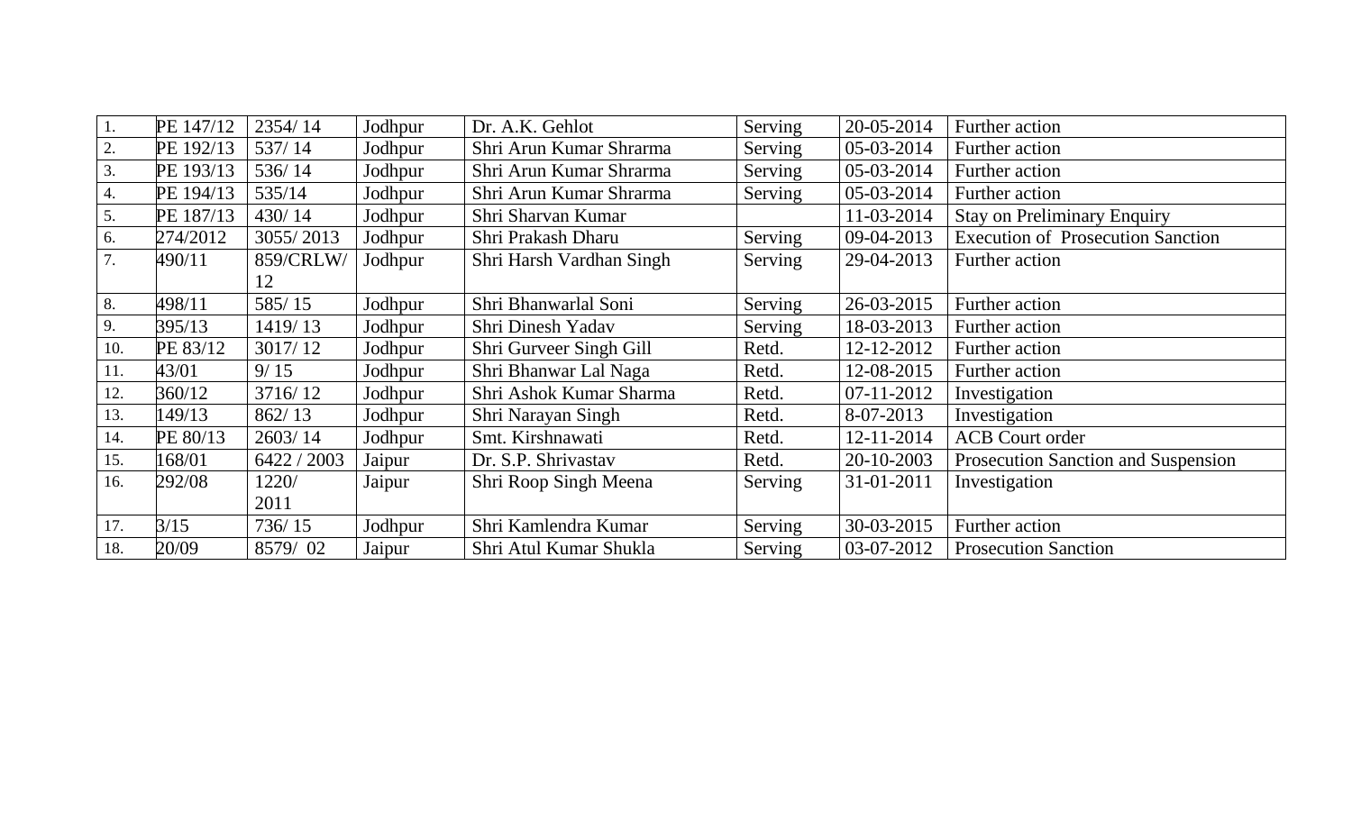| | | | | | | | |
|---|---|---|---|---|---|---|---|
| 1. | PE 147/12 | 2354/ 14 | Jodhpur | Dr. A.K. Gehlot | Serving | 20-05-2014 | Further action |
| 2. | PE 192/13 | 537/ 14 | Jodhpur | Shri Arun Kumar Shrarma | Serving | 05-03-2014 | Further action |
| 3. | PE 193/13 | 536/ 14 | Jodhpur | Shri Arun Kumar Shrarma | Serving | 05-03-2014 | Further action |
| 4. | PE 194/13 | 535/14 | Jodhpur | Shri Arun Kumar Shrarma | Serving | 05-03-2014 | Further action |
| 5. | PE 187/13 | 430/ 14 | Jodhpur | Shri Sharvan Kumar | | 11-03-2014 | Stay on Preliminary Enquiry |
| 6. | 274/2012 | 3055/ 2013 | Jodhpur | Shri Prakash Dharu | Serving | 09-04-2013 | Execution of Prosecution Sanction |
| 7. | 490/11 | 859/CRLW/ 12 | Jodhpur | Shri Harsh Vardhan Singh | Serving | 29-04-2013 | Further action |
| 8. | 498/11 | 585/ 15 | Jodhpur | Shri Bhanwarlal Soni | Serving | 26-03-2015 | Further action |
| 9. | 395/13 | 1419/ 13 | Jodhpur | Shri Dinesh Yadav | Serving | 18-03-2013 | Further action |
| 10. | PE 83/12 | 3017/ 12 | Jodhpur | Shri Gurveer Singh Gill | Retd. | 12-12-2012 | Further action |
| 11. | 43/01 | 9/ 15 | Jodhpur | Shri Bhanwar Lal Naga | Retd. | 12-08-2015 | Further action |
| 12. | 360/12 | 3716/ 12 | Jodhpur | Shri Ashok Kumar Sharma | Retd. | 07-11-2012 | Investigation |
| 13. | 149/13 | 862/ 13 | Jodhpur | Shri Narayan Singh | Retd. | 8-07-2013 | Investigation |
| 14. | PE 80/13 | 2603/ 14 | Jodhpur | Smt. Kirshnawati | Retd. | 12-11-2014 | ACB Court order |
| 15. | 168/01 | 6422 / 2003 | Jaipur | Dr. S.P. Shrivastav | Retd. | 20-10-2003 | Prosecution Sanction and Suspension |
| 16. | 292/08 | 1220/ 2011 | Jaipur | Shri Roop Singh Meena | Serving | 31-01-2011 | Investigation |
| 17. | 3/15 | 736/ 15 | Jodhpur | Shri Kamlendra Kumar | Serving | 30-03-2015 | Further action |
| 18. | 20/09 | 8579/ 02 | Jaipur | Shri Atul Kumar Shukla | Serving | 03-07-2012 | Prosecution Sanction |